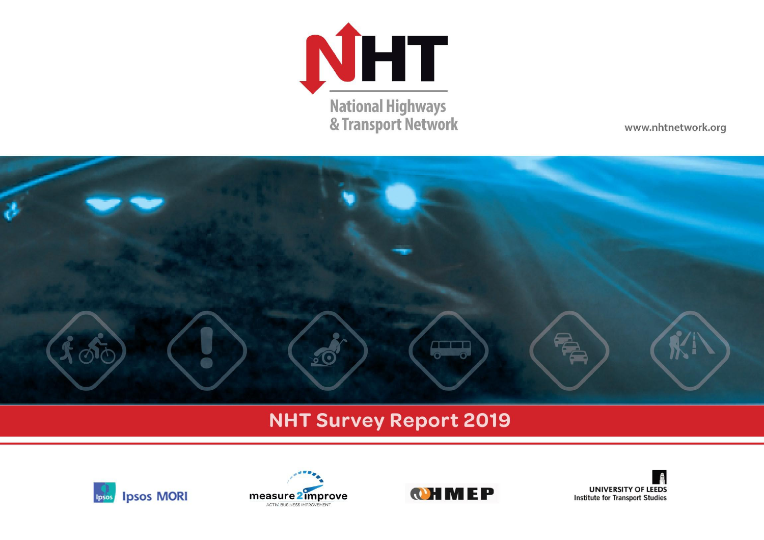NHT

National Highways & Transport Network

www.nhtnetwork.org

# NHT Survey Report 2019

Ipsos MORI

measure2improve
ACTIV. BUSINESS IMPROVEMENT

HMEP

UNIVERSITY OF LEEDS
Institute for Transport Studies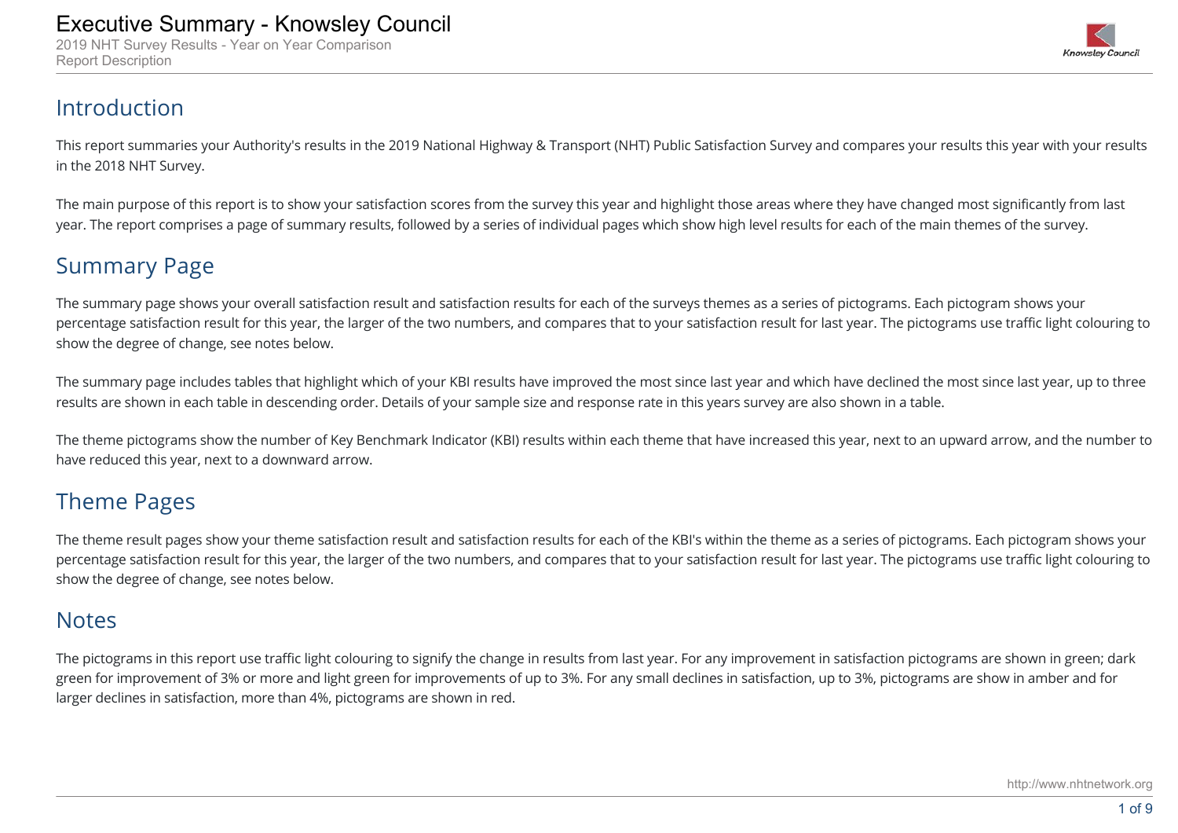# Executive Summary - Knowsley Council

2019 NHT Survey Results - Year on Year Comparison

Report Description

## Introduction

This report summaries your Authority's results in the 2019 National Highway & Transport (NHT) Public Satisfaction Survey and compares your results this year with your results in the 2018 NHT Survey.

The main purpose of this report is to show your satisfaction scores from the survey this year and highlight those areas where they have changed most significantly from last year. The report comprises a page of summary results, followed by a series of individual pages which show high level results for each of the main themes of the survey.

## Summary Page

The summary page shows your overall satisfaction result and satisfaction results for each of the surveys themes as a series of pictograms. Each pictogram shows your percentage satisfaction result for this year, the larger of the two numbers, and compares that to your satisfaction result for last year. The pictograms use traffic light colouring to show the degree of change, see notes below.

The summary page includes tables that highlight which of your KBI results have improved the most since last year and which have declined the most since last year, up to three results are shown in each table in descending order. Details of your sample size and response rate in this years survey are also shown in a table.

The theme pictograms show the number of Key Benchmark Indicator (KBI) results within each theme that have increased this year, next to an upward arrow, and the number to have reduced this year, next to a downward arrow.

## Theme Pages

The theme result pages show your theme satisfaction result and satisfaction results for each of the KBI's within the theme as a series of pictograms. Each pictogram shows your percentage satisfaction result for this year, the larger of the two numbers, and compares that to your satisfaction result for last year. The pictograms use traffic light colouring to show the degree of change, see notes below.

## Notes

The pictograms in this report use traffic light colouring to signify the change in results from last year. For any improvement in satisfaction pictograms are shown in green; dark green for improvement of 3% or more and light green for improvements of up to 3%. For any small declines in satisfaction, up to 3%, pictograms are show in amber and for larger declines in satisfaction, more than 4%, pictograms are shown in red.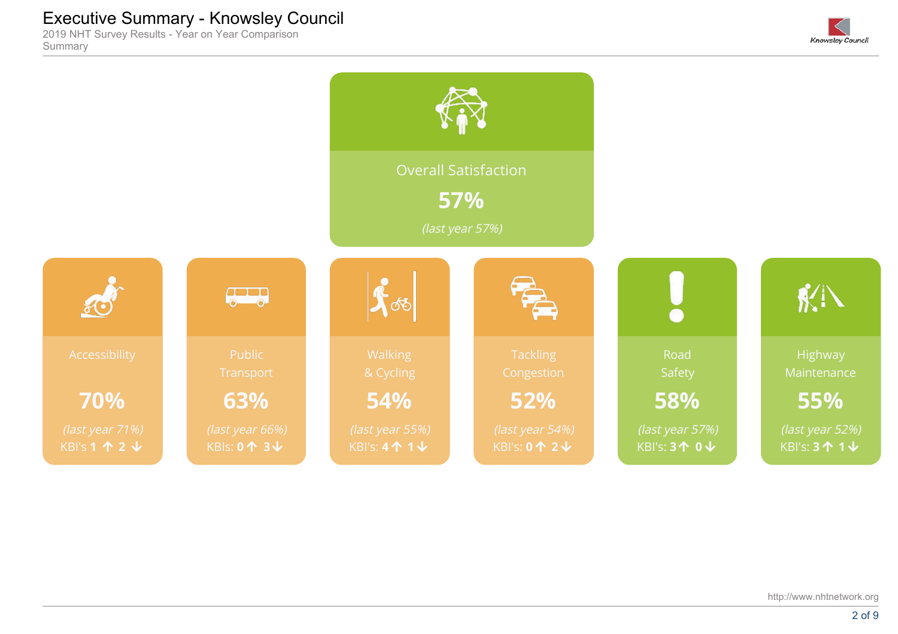# Executive Summary - Knowsley Council

2019 NHT Survey Results - Year on Year Comparison
Summary

## Overall Satisfaction

**57%**

*(last year 57%)*

| Accessibility | Public Transport | Walking & Cycling | Tackling Congestion | Road Safety | Highway Maintenance |
|---|---|---|---|---|---|
| **70%** | **63%** | **54%** | **52%** | **58%** | **55%** |
| *(last year 71%)* | *(last year 66%)* | *(last year 55%)* | *(last year 54%)* | *(last year 57%)* | *(last year 52%)* |
| KBI's **1** ↑ **2** ↓ | KBIs: **0** ↑ **3** ↓ | KBI's: **4** ↑ **1** ↓ | KBI's: **0** ↑ **2** ↓ | KBI's: **3** ↑ **0** ↓ | KBI's: **3** ↑ **1** ↓ |

http://www.nhtnetwork.org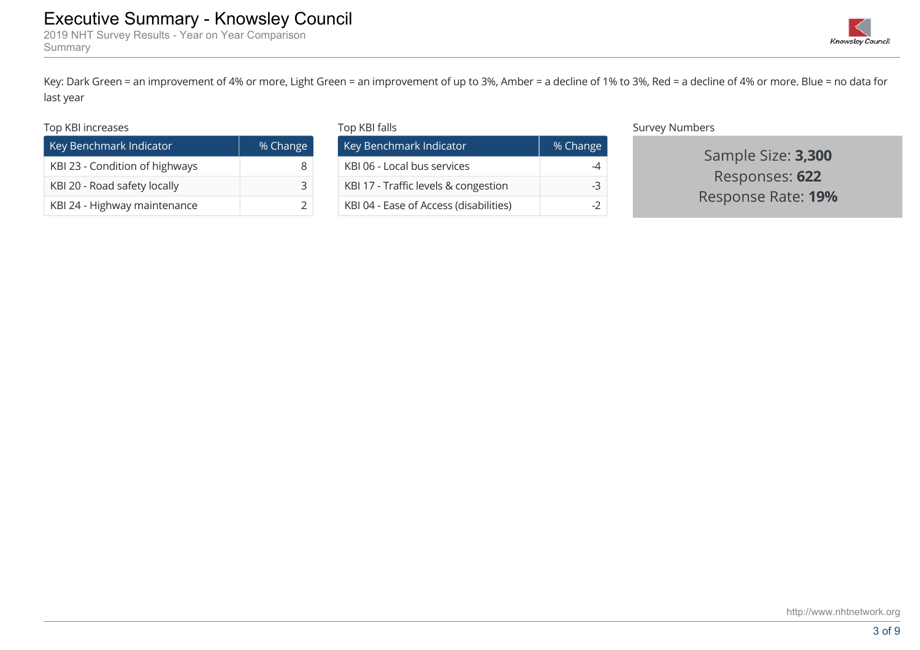# Executive Summary - Knowsley Council

2019 NHT Survey Results - Year on Year Comparison
Summary

Key: Dark Green = an improvement of 4% or more, Light Green = an improvement of up to 3%, Amber = a decline of 1% to 3%, Red = a decline of 4% or more. Blue = no data for last year

Top KBI increases

| Key Benchmark Indicator | % Change |
|---|---|
| KBI 23 - Condition of highways | 8 |
| KBI 20 - Road safety locally | 3 |
| KBI 24 - Highway maintenance | 2 |

Top KBI falls

| Key Benchmark Indicator | % Change |
|---|---|
| KBI 06 - Local bus services | -4 |
| KBI 17 - Traffic levels & congestion | -3 |
| KBI 04 - Ease of Access (disabilities) | -2 |

Survey Numbers

Sample Size: **3,300**
Responses: **622**
Response Rate: **19%**

http://www.nhtnetwork.org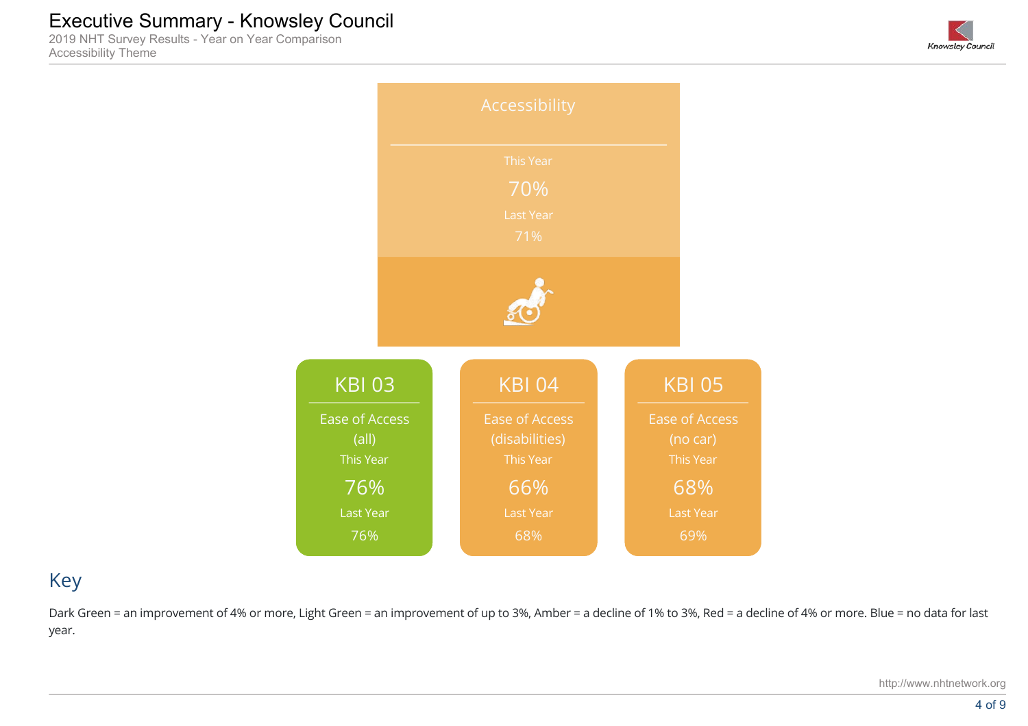# Executive Summary - Knowsley Council

2019 NHT Survey Results - Year on Year Comparison
Accessibility Theme

## Accessibility

This Year
70%
Last Year
71%

| KBI 03 | KBI 04 | KBI 05 |
|---|---|---|
| Ease of Access (all) | Ease of Access (disabilities) | Ease of Access (no car) |
| This Year | This Year | This Year |
| 76% | 66% | 68% |
| Last Year | Last Year | Last Year |
| 76% | 68% | 69% |

## Key

Dark Green = an improvement of 4% or more, Light Green = an improvement of up to 3%, Amber = a decline of 1% to 3%, Red = a decline of 4% or more. Blue = no data for last year.

http://www.nhtnetwork.org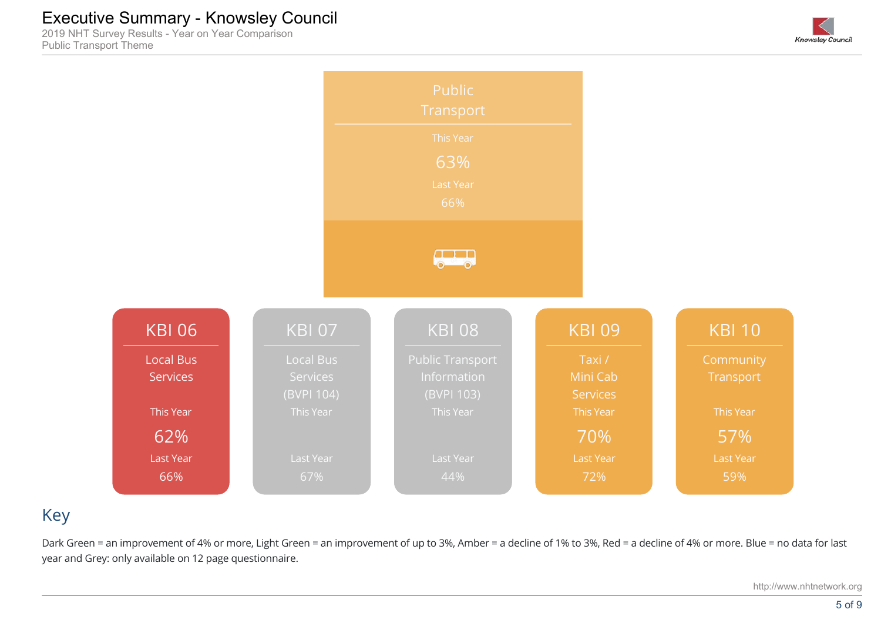# Executive Summary - Knowsley Council

2019 NHT Survey Results - Year on Year Comparison
Public Transport Theme

## Public Transport

This Year: 63%
Last Year: 66%

| KBI | Indicator | This Year | Last Year |
|---|---|---|---|
| KBI 06 | Local Bus Services | 62% | 66% |
| KBI 07 | Local Bus Services (BVPI 104) | | 67% |
| KBI 08 | Public Transport Information (BVPI 103) | | 44% |
| KBI 09 | Taxi / Mini Cab Services | 70% | 72% |
| KBI 10 | Community Transport | 57% | 59% |

## Key

Dark Green = an improvement of 4% or more, Light Green = an improvement of up to 3%, Amber = a decline of 1% to 3%, Red = a decline of 4% or more. Blue = no data for last year and Grey: only available on 12 page questionnaire.

http://www.nhtnetwork.org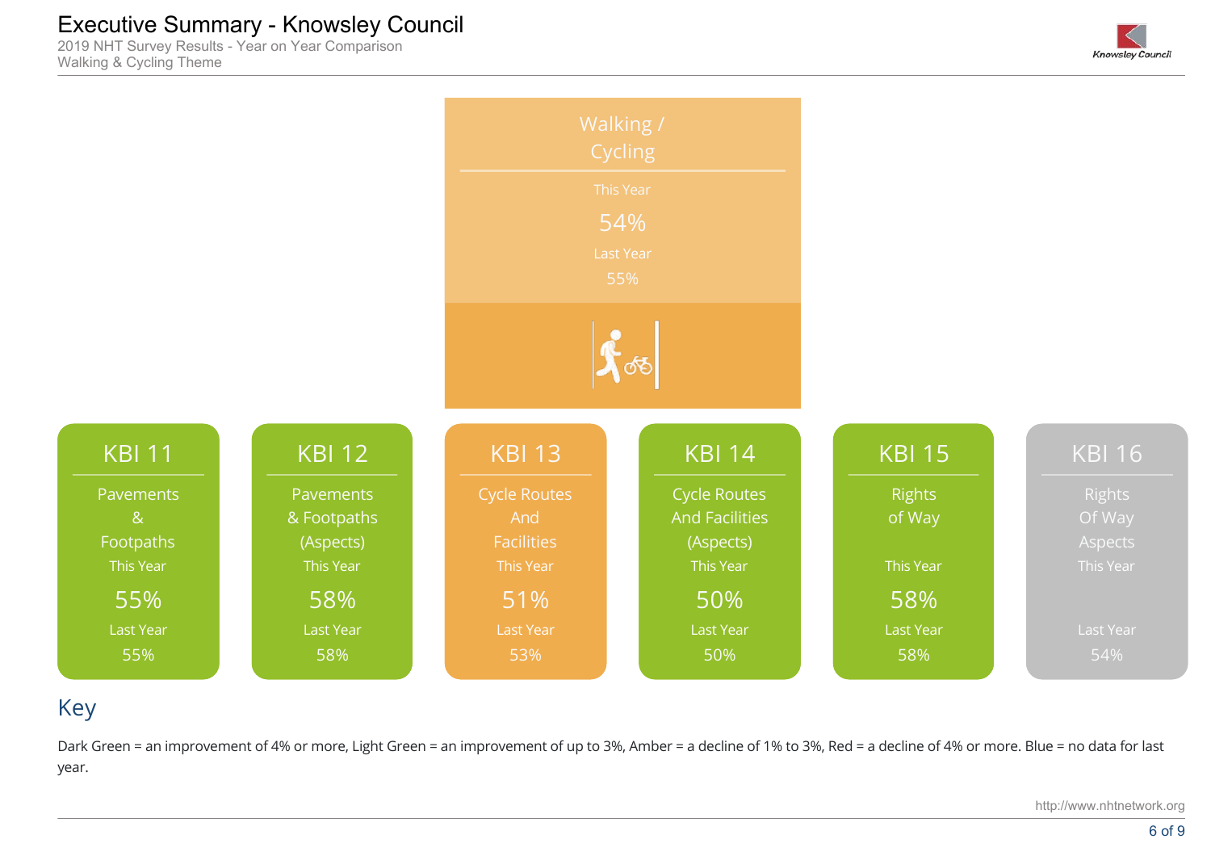# Executive Summary - Knowsley Council

2019 NHT Survey Results - Year on Year Comparison
Walking & Cycling Theme

## Walking / Cycling

This Year
54%
Last Year
55%

| | KBI 11 | KBI 12 | KBI 13 | KBI 14 | KBI 15 | KBI 16 |
|---|---|---|---|---|---|---|
| | Pavements & Footpaths | Pavements & Footpaths (Aspects) | Cycle Routes And Facilities | Cycle Routes And Facilities (Aspects) | Rights of Way | Rights Of Way Aspects |
| This Year | 55% | 58% | 51% | 50% | 58% | |
| Last Year | 55% | 58% | 53% | 50% | 58% | 54% |

## Key

Dark Green = an improvement of 4% or more, Light Green = an improvement of up to 3%, Amber = a decline of 1% to 3%, Red = a decline of 4% or more. Blue = no data for last year.

http://www.nhtnetwork.org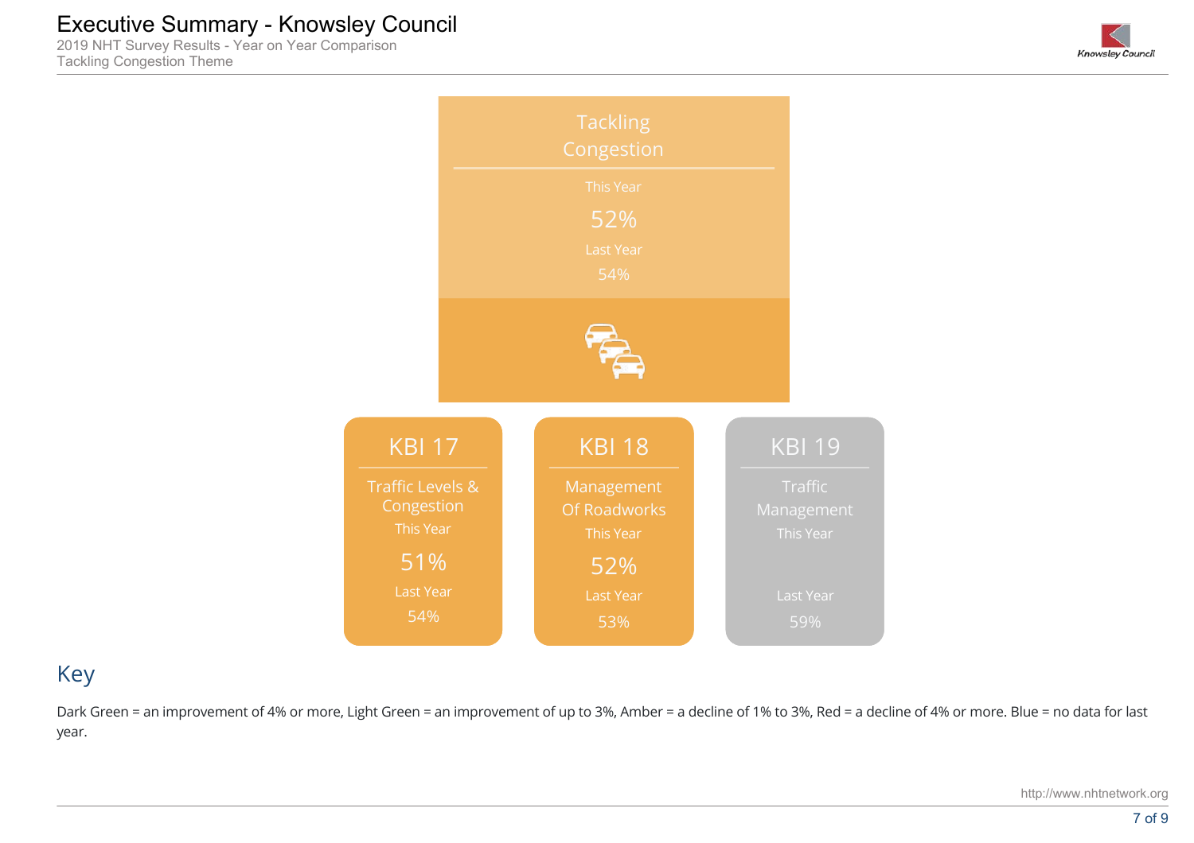# Executive Summary - Knowsley Council

2019 NHT Survey Results - Year on Year Comparison
Tackling Congestion Theme

## Tackling Congestion

This Year
**52%**
Last Year
54%

### KBI 17

Traffic Levels & Congestion
This Year
**51%**
Last Year
54%

### KBI 18

Management Of Roadworks
This Year
**52%**
Last Year
53%

### KBI 19

Traffic Management
This Year

Last Year
59%

## Key

Dark Green = an improvement of 4% or more, Light Green = an improvement of up to 3%, Amber = a decline of 1% to 3%, Red = a decline of 4% or more. Blue = no data for last year.

http://www.nhtnetwork.org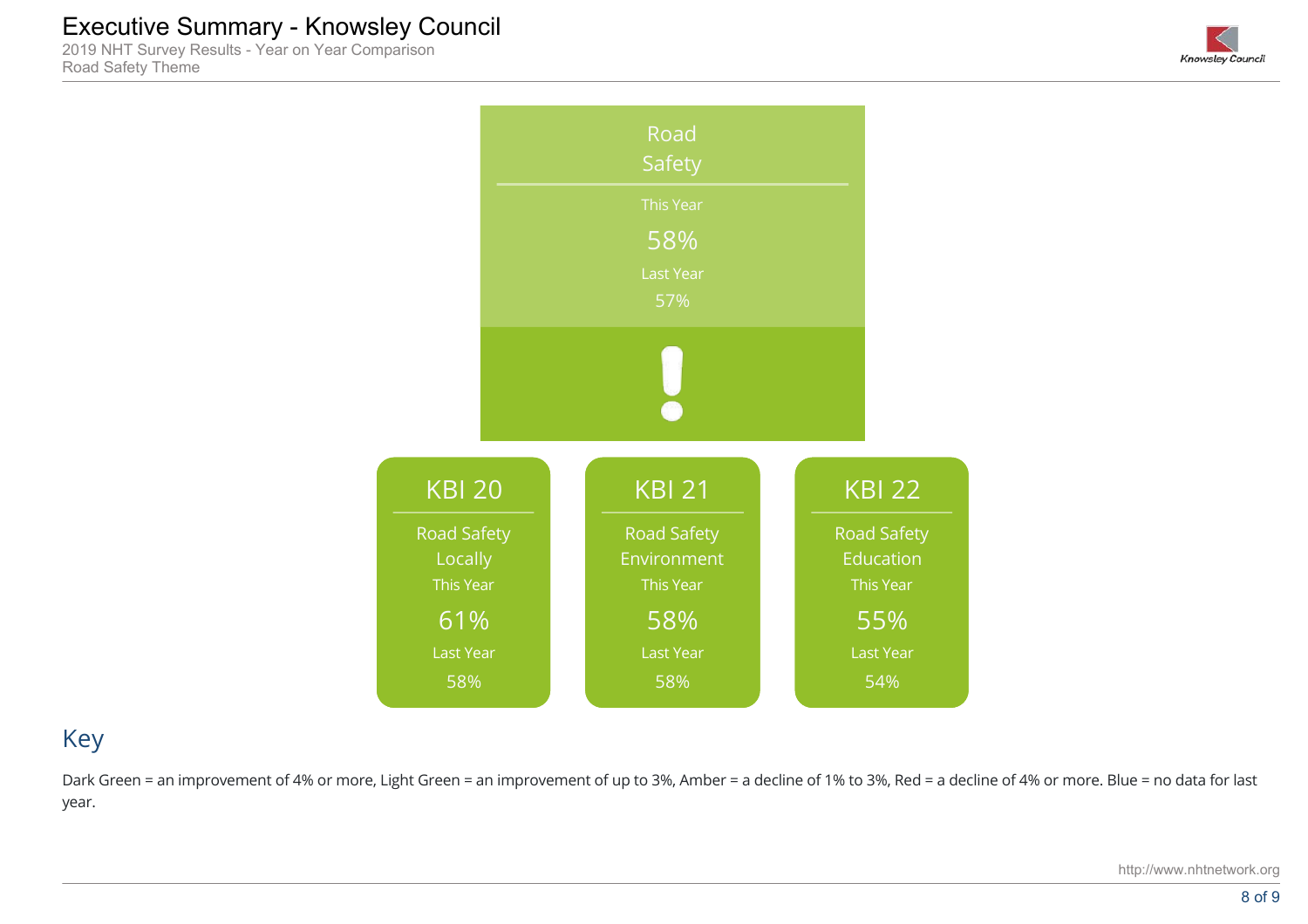# Executive Summary - Knowsley Council

2019 NHT Survey Results - Year on Year Comparison
Road Safety Theme

## Road Safety

This Year
58%
Last Year
57%

!

### KBI 20

Road Safety Locally
This Year
61%
Last Year
58%

### KBI 21

Road Safety Environment
This Year
58%
Last Year
58%

### KBI 22

Road Safety Education
This Year
55%
Last Year
54%

## Key

Dark Green = an improvement of 4% or more, Light Green = an improvement of up to 3%, Amber = a decline of 1% to 3%, Red = a decline of 4% or more. Blue = no data for last year.

http://www.nhtnetwork.org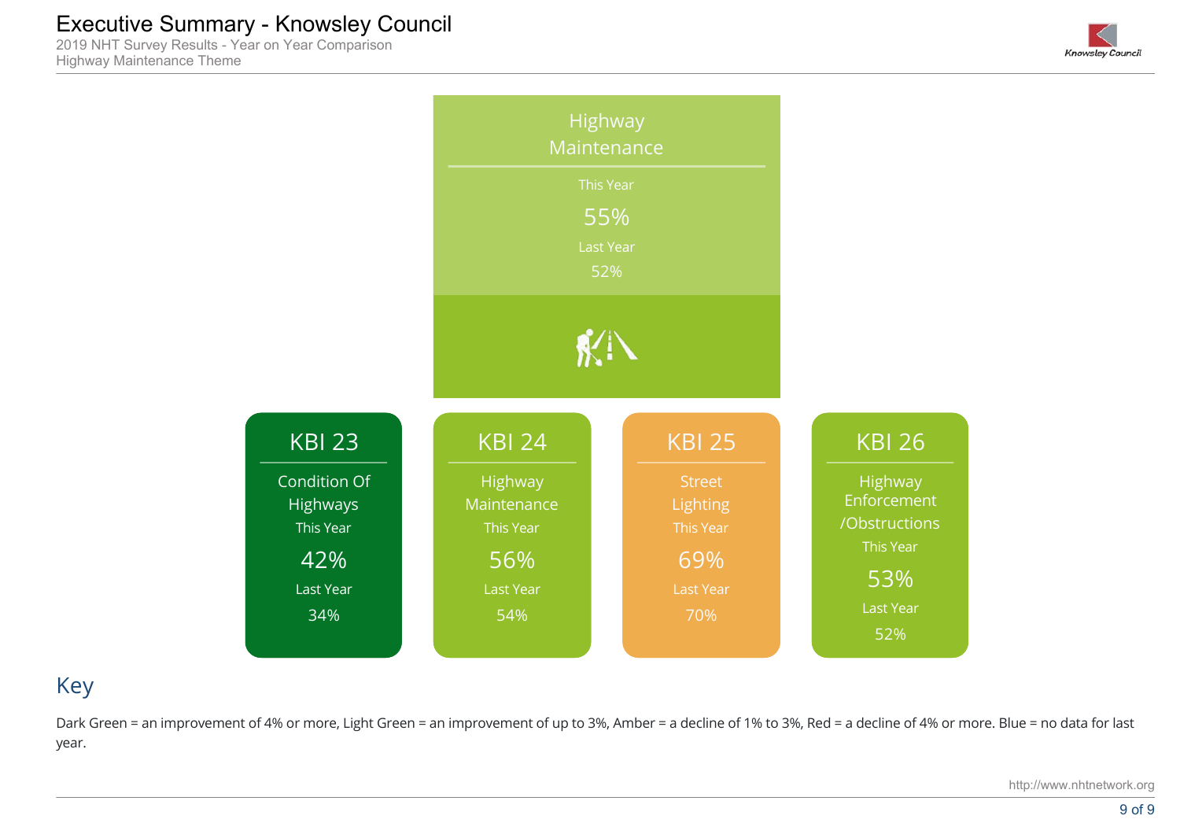# Executive Summary - Knowsley Council

2019 NHT Survey Results - Year on Year Comparison
Highway Maintenance Theme

**Highway Maintenance**

This Year
55%
Last Year
52%

**KBI 23**
Condition Of Highways
This Year
42%
Last Year
34%

**KBI 24**
Highway Maintenance
This Year
56%
Last Year
54%

**KBI 25**
Street Lighting
This Year
69%
Last Year
70%

**KBI 26**
Highway Enforcement /Obstructions
This Year
53%
Last Year
52%

## Key

Dark Green = an improvement of 4% or more, Light Green = an improvement of up to 3%, Amber = a decline of 1% to 3%, Red = a decline of 4% or more. Blue = no data for last year.

http://www.nhtnetwork.org